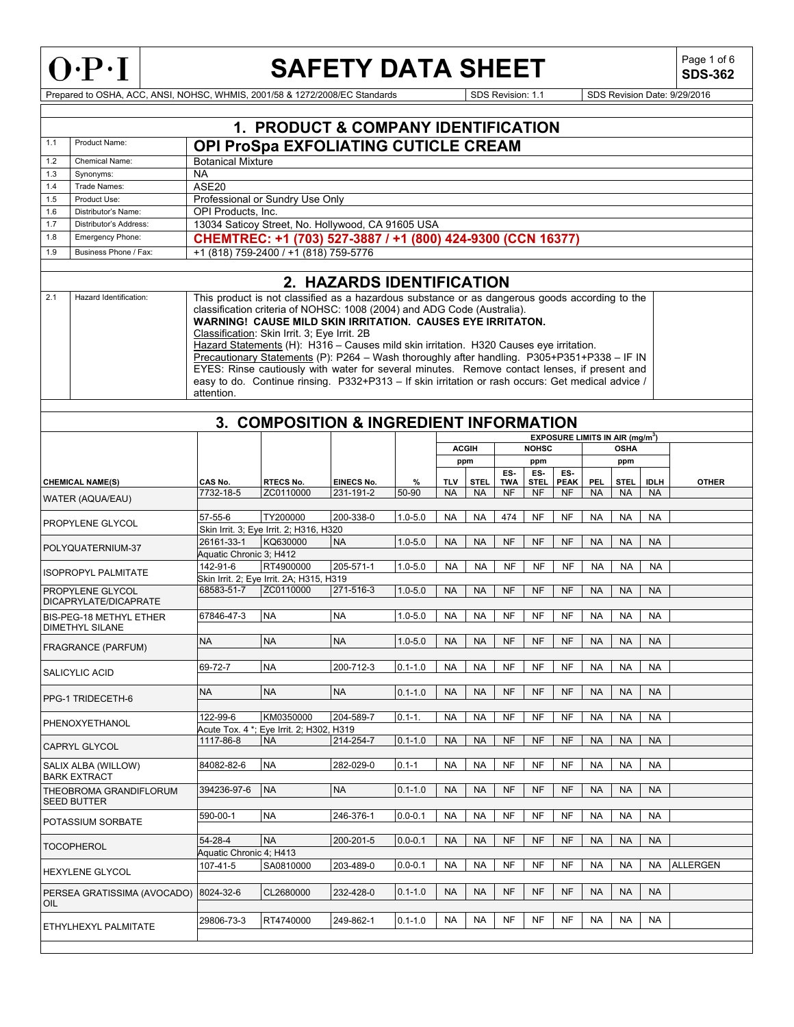# O·P·I SAFETY DATA SHEET

**SDS-362**

Prepared to OSHA, ACC, ANSI, NOHSC, WHMIS, 2001/58 & 1272/2008/EC Standards | SDS Revision: 1.1 | SDS Revision Date: 9/29/2016

## 1. PRODUCT & COMPANY IDENTIFICATION

| | | |
|---|---|---|
| 1.1 | Product Name: | **OPI ProSpa EXFOLIATING CUTICLE CREAM** |
| 1.2 | Chemical Name: | Botanical Mixture |
| 1.3 | Synonyms: | NA |
| 1.4 | Trade Names: | ASE20 |
| 1.5 | Product Use: | Professional or Sundry Use Only |
| 1.6 | Distributor's Name: | OPI Products, Inc. |
| 1.7 | Distributor's Address: | 13034 Saticoy Street, No. Hollywood, CA 91605 USA |
| 1.8 | Emergency Phone: | **CHEMTREC: +1 (703) 527-3887 / +1 (800) 424-9300 (CCN 16377)** |
| 1.9 | Business Phone / Fax: | +1 (818) 759-2400 / +1 (818) 759-5776 |

## 2. HAZARDS IDENTIFICATION

2.1 Hazard Identification:

This product is not classified as a hazardous substance or as dangerous goods according to the classification criteria of NOHSC: 1008 (2004) and ADG Code (Australia).

**WARNING! CAUSE MILD SKIN IRRITATION. CAUSES EYE IRRITATON.**

Classification: Skin Irrit. 3; Eye Irrit. 2B

Hazard Statements (H): H316 – Causes mild skin irritation. H320 Causes eye irritation.

Precautionary Statements (P): P264 – Wash thoroughly after handling. P305+P351+P338 – IF IN EYES: Rinse cautiously with water for several minutes. Remove contact lenses, if present and easy to do. Continue rinsing. P332+P313 – If skin irritation or rash occurs: Get medical advice / attention.

## 3. COMPOSITION & INGREDIENT INFORMATION

| | | | | | EXPOSURE LIMITS IN AIR (mg/m³) | | | | | | | | |
|---|---|---|---|---|---|---|---|---|---|---|---|---|---|
| | | | | | ACGIH | | NOHSC | | | OSHA | | | |
| | | | | | ppm | | ppm | | | ppm | | | |
| **CHEMICAL NAME(S)** | **CAS No.** | **RTECS No.** | **EINECS No.** | **%** | **TLV** | **STEL** | **ES-TWA** | **ES-STEL** | **ES-PEAK** | **PEL** | **STEL** | **IDLH** | **OTHER** |
| WATER (AQUA/EAU) | 7732-18-5 | ZC0110000 | 231-191-2 | 50-90 | NA | NA | NF | NF | NF | NA | NA | NA | |
| PROPYLENE GLYCOL | 57-55-6 | TY200000 | 200-338-0 | 1.0-5.0 | NA | NA | 474 | NF | NF | NA | NA | NA | |
| | Skin Irrit. 3; Eye Irrit. 2; H316, H320 | | | | | | | | | | | | |
| POLYQUATERNIUM-37 | 26161-33-1 | KQ630000 | NA | 1.0-5.0 | NA | NA | NF | NF | NF | NA | NA | NA | |
| | Aquatic Chronic 3; H412 | | | | | | | | | | | | |
| ISOPROPYL PALMITATE | 142-91-6 | RT4900000 | 205-571-1 | 1.0-5.0 | NA | NA | NF | NF | NF | NA | NA | NA | |
| | Skin Irrit. 2; Eye Irrit. 2A; H315, H319 | | | | | | | | | | | | |
| PROPYLENE GLYCOL DICAPRYLATE/DICAPRATE | 68583-51-7 | ZC0110000 | 271-516-3 | 1.0-5.0 | NA | NA | NF | NF | NF | NA | NA | NA | |
| BIS-PEG-18 METHYL ETHER DIMETHYL SILANE | 67846-47-3 | NA | NA | 1.0-5.0 | NA | NA | NF | NF | NF | NA | NA | NA | |
| FRAGRANCE (PARFUM) | NA | NA | NA | 1.0-5.0 | NA | NA | NF | NF | NF | NA | NA | NA | |
| SALICYLIC ACID | 69-72-7 | NA | 200-712-3 | 0.1-1.0 | NA | NA | NF | NF | NF | NA | NA | NA | |
| PPG-1 TRIDECETH-6 | NA | NA | NA | 0.1-1.0 | NA | NA | NF | NF | NF | NA | NA | NA | |
| PHENOXYETHANOL | 122-99-6 | KM0350000 | 204-589-7 | 0.1-1. | NA | NA | NF | NF | NF | NA | NA | NA | |
| | Acute Tox. 4 *; Eye Irrit. 2; H302, H319 | | | | | | | | | | | | |
| CAPRYL GLYCOL | 1117-86-8 | NA | 214-254-7 | 0.1-1.0 | NA | NA | NF | NF | NF | NA | NA | NA | |
| SALIX ALBA (WILLOW) BARK EXTRACT | 84082-82-6 | NA | 282-029-0 | 0.1-1 | NA | NA | NF | NF | NF | NA | NA | NA | |
| THEOBROMA GRANDIFLORUM SEED BUTTER | 394236-97-6 | NA | NA | 0.1-1.0 | NA | NA | NF | NF | NF | NA | NA | NA | |
| POTASSIUM SORBATE | 590-00-1 | NA | 246-376-1 | 0.0-0.1 | NA | NA | NF | NF | NF | NA | NA | NA | |
| TOCOPHEROL | 54-28-4 | NA | 200-201-5 | 0.0-0.1 | NA | NA | NF | NF | NF | NA | NA | NA | |
| | Aquatic Chronic 4; H413 | | | | | | | | | | | | |
| HEXYLENE GLYCOL | 107-41-5 | SA0810000 | 203-489-0 | 0.0-0.1 | NA | NA | NF | NF | NF | NA | NA | NA | ALLERGEN |
| PERSEA GRATISSIMA (AVOCADO) OIL | 8024-32-6 | CL2680000 | 232-428-0 | 0.1-1.0 | NA | NA | NF | NF | NF | NA | NA | NA | |
| ETHYLHEXYL PALMITATE | 29806-73-3 | RT4740000 | 249-862-1 | 0.1-1.0 | NA | NA | NF | NF | NF | NA | NA | NA | |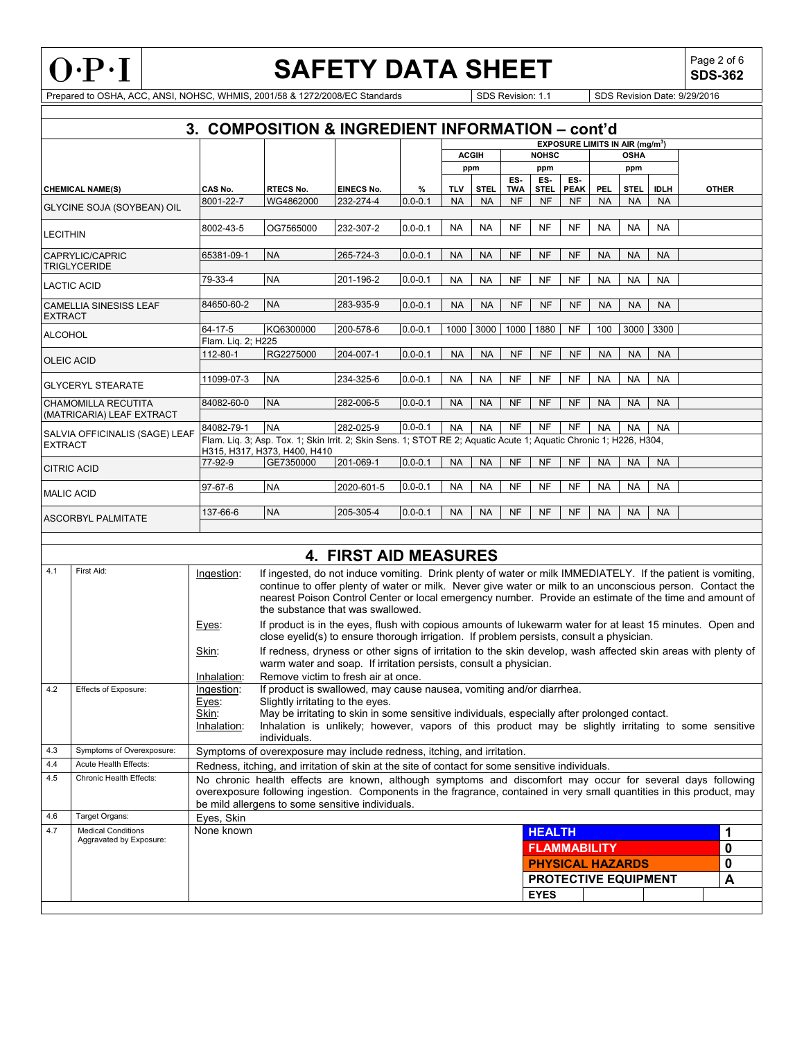Prepared to OSHA, ACC, ANSI, NOHSC, WHMIS, 2001/58 & 1272/2008/EC Standards | SDS Revision: 1.1 | SDS Revision Date: 9/29/2016

## 3. COMPOSITION & INGREDIENT INFORMATION – cont'd

| CHEMICAL NAME(S) | CAS No. | RTECS No. | EINECS No. | % | ACGIH ppm TLV | ACGIH ppm STEL | NOHSC ppm ES-TWA | NOHSC ppm ES-STEL | NOHSC ppm ES-PEAK | OSHA ppm PEL | OSHA ppm STEL | OSHA ppm IDLH | OTHER |
|---|---|---|---|---|---|---|---|---|---|---|---|---|---|
| GLYCINE SOJA (SOYBEAN) OIL | 8001-22-7 | WG4862000 | 232-274-4 | 0.0-0.1 | NA | NA | NF | NF | NF | NA | NA | NA | |
| LECITHIN | 8002-43-5 | OG7565000 | 232-307-2 | 0.0-0.1 | NA | NA | NF | NF | NF | NA | NA | NA | |
| CAPRYLIC/CAPRIC TRIGLYCERIDE | 65381-09-1 | NA | 265-724-3 | 0.0-0.1 | NA | NA | NF | NF | NF | NA | NA | NA | |
| LACTIC ACID | 79-33-4 | NA | 201-196-2 | 0.0-0.1 | NA | NA | NF | NF | NF | NA | NA | NA | |
| CAMELLIA SINESISS LEAF EXTRACT | 84650-60-2 | NA | 283-935-9 | 0.0-0.1 | NA | NA | NF | NF | NF | NA | NA | NA | |
| ALCOHOL | 64-17-5<br>Flam. Liq. 2; H225 | KQ6300000 | 200-578-6 | 0.0-0.1 | 1000 | 3000 | 1000 | 1880 | NF | 100 | 3000 | 3300 | |
| OLEIC ACID | 112-80-1 | RG2275000 | 204-007-1 | 0.0-0.1 | NA | NA | NF | NF | NF | NA | NA | NA | |
| GLYCERYL STEARATE | 11099-07-3 | NA | 234-325-6 | 0.0-0.1 | NA | NA | NF | NF | NF | NA | NA | NA | |
| CHAMOMILLA RECUTITA (MATRICARIA) LEAF EXTRACT | 84082-60-0 | NA | 282-006-5 | 0.0-0.1 | NA | NA | NF | NF | NF | NA | NA | NA | |
| SALVIA OFFICINALIS (SAGE) LEAF EXTRACT | 84082-79-1<br>Flam. Liq. 3; Asp. Tox. 1; Skin Irrit. 2; Skin Sens. 1; STOT RE 2; Aquatic Acute 1; Aquatic Chronic 1; H226, H304, H315, H317, H373, H400, H410 | NA | 282-025-9 | 0.0-0.1 | NA | NA | NF | NF | NF | NA | NA | NA | |
| CITRIC ACID | 77-92-9 | GE7350000 | 201-069-1 | 0.0-0.1 | NA | NA | NF | NF | NF | NA | NA | NA | |
| MALIC ACID | 97-67-6 | NA | 2020-601-5 | 0.0-0.1 | NA | NA | NF | NF | NF | NA | NA | NA | |
| ASCORBYL PALMITATE | 137-66-6 | NA | 205-305-4 | 0.0-0.1 | NA | NA | NF | NF | NF | NA | NA | NA | |

EXPOSURE LIMITS IN AIR ($mg/m^3$)

## 4. FIRST AID MEASURES

**4.1 First Aid:**

- Ingestion: If ingested, do not induce vomiting. Drink plenty of water or milk IMMEDIATELY. If the patient is vomiting, continue to offer plenty of water or milk. Never give water or milk to an unconscious person. Contact the nearest Poison Control Center or local emergency number. Provide an estimate of the time and amount of the substance that was swallowed.
- Eyes: If product is in the eyes, flush with copious amounts of lukewarm water for at least 15 minutes. Open and close eyelid(s) to ensure thorough irrigation. If problem persists, consult a physician.
- Skin: If redness, dryness or other signs of irritation to the skin develop, wash affected skin areas with plenty of warm water and soap. If irritation persists, consult a physician.
- Inhalation: Remove victim to fresh air at once.

**4.2 Effects of Exposure:**

- Ingestion: If product is swallowed, may cause nausea, vomiting and/or diarrhea.
- Eyes: Slightly irritating to the eyes.
- Skin: May be irritating to skin in some sensitive individuals, especially after prolonged contact.
- Inhalation: Inhalation is unlikely; however, vapors of this product may be slightly irritating to some sensitive individuals.

**4.3 Symptoms of Overexposure:** Symptoms of overexposure may include redness, itching, and irritation.

**4.4 Acute Health Effects:** Redness, itching, and irritation of skin at the site of contact for some sensitive individuals.

**4.5 Chronic Health Effects:** No chronic health effects are known, although symptoms and discomfort may occur for several days following overexposure following ingestion. Components in the fragrance, contained in very small quantities in this product, may be mild allergens to some sensitive individuals.

**4.6 Target Organs:** Eyes, Skin

**4.7 Medical Conditions Aggravated by Exposure:** None known

| | |
|---|---|
| HEALTH | 1 |
| FLAMMABILITY | 0 |
| PHYSICAL HAZARDS | 0 |
| PROTECTIVE EQUIPMENT | A |
| EYES | |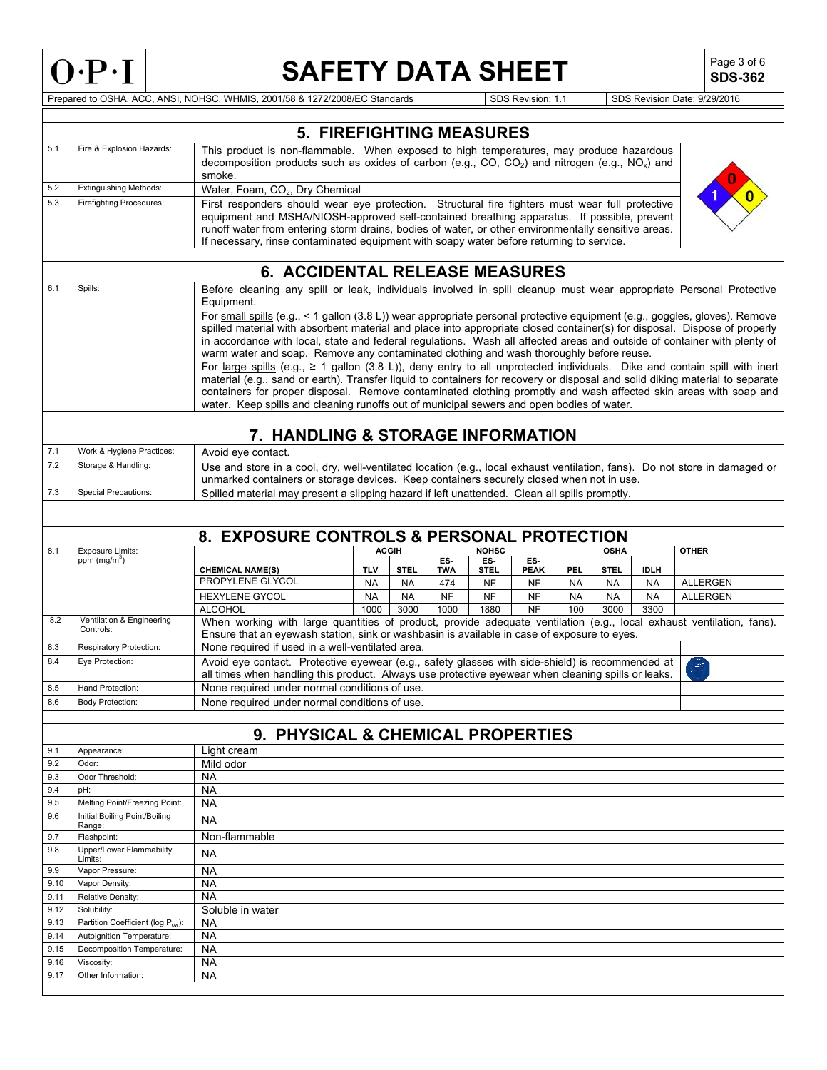## 5. FIREFIGHTING MEASURES

| | | |
|---|---|---|
| 5.1 | Fire & Explosion Hazards: | This product is non-flammable. When exposed to high temperatures, may produce hazardous decomposition products such as oxides of carbon (e.g., CO, $CO_2$) and nitrogen (e.g., $NO_x$) and smoke. |
| 5.2 | Extinguishing Methods: | Water, Foam, $CO_2$, Dry Chemical |
| 5.3 | Firefighting Procedures: | First responders should wear eye protection. Structural fire fighters must wear full protective equipment and MSHA/NIOSH-approved self-contained breathing apparatus. If possible, prevent runoff water from entering storm drains, bodies of water, or other environmentally sensitive areas. If necessary, rinse contaminated equipment with soapy water before returning to service. |

## 6. ACCIDENTAL RELEASE MEASURES

| | | |
|---|---|---|
| 6.1 | Spills: | Before cleaning any spill or leak, individuals involved in spill cleanup must wear appropriate Personal Protective Equipment.<br>For small spills (e.g., < 1 gallon (3.8 L)) wear appropriate personal protective equipment (e.g., goggles, gloves). Remove spilled material with absorbent material and place into appropriate closed container(s) for disposal. Dispose of properly in accordance with local, state and federal regulations. Wash all affected areas and outside of container with plenty of warm water and soap. Remove any contaminated clothing and wash thoroughly before reuse.<br>For large spills (e.g., ≥ 1 gallon (3.8 L)), deny entry to all unprotected individuals. Dike and contain spill with inert material (e.g., sand or earth). Transfer liquid to containers for recovery or disposal and solid diking material to separate containers for proper disposal. Remove contaminated clothing promptly and wash affected skin areas with soap and water. Keep spills and cleaning runoffs out of municipal sewers and open bodies of water. |

## 7. HANDLING & STORAGE INFORMATION

| | | |
|---|---|---|
| 7.1 | Work & Hygiene Practices: | Avoid eye contact. |
| 7.2 | Storage & Handling: | Use and store in a cool, dry, well-ventilated location (e.g., local exhaust ventilation, fans). Do not store in damaged or unmarked containers or storage devices. Keep containers securely closed when not in use. |
| 7.3 | Special Precautions: | Spilled material may present a slipping hazard if left unattended. Clean all spills promptly. |

## 8. EXPOSURE CONTROLS & PERSONAL PROTECTION

| | | | ACGIH | | NOHSC | | | OSHA | | | OTHER |
|---|---|---|---|---|---|---|---|---|---|---|---|
| 8.1 | Exposure Limits: ppm (mg/m$^3$) | CHEMICAL NAME(S) | TLV | STEL | ES-TWA | ES-STEL | ES-PEAK | PEL | STEL | IDLH | |
| | | PROPYLENE GLYCOL | NA | NA | 474 | NF | NF | NA | NA | NA | ALLERGEN |
| | | HEXYLENE GYCOL | NA | NA | NF | NF | NF | NA | NA | NA | ALLERGEN |
| | | ALCOHOL | 1000 | 3000 | 1000 | 1880 | NF | 100 | 3000 | 3300 | |

| | | |
|---|---|---|
| 8.2 | Ventilation & Engineering Controls: | When working with large quantities of product, provide adequate ventilation (e.g., local exhaust ventilation, fans). Ensure that an eyewash station, sink or washbasin is available in case of exposure to eyes. |
| 8.3 | Respiratory Protection: | None required if used in a well-ventilated area. |
| 8.4 | Eye Protection: | Avoid eye contact. Protective eyewear (e.g., safety glasses with side-shield) is recommended at all times when handling this product. Always use protective eyewear when cleaning spills or leaks. |
| 8.5 | Hand Protection: | None required under normal conditions of use. |
| 8.6 | Body Protection: | None required under normal conditions of use. |

## 9. PHYSICAL & CHEMICAL PROPERTIES

| | | |
|---|---|---|
| 9.1 | Appearance: | Light cream |
| 9.2 | Odor: | Mild odor |
| 9.3 | Odor Threshold: | NA |
| 9.4 | pH: | NA |
| 9.5 | Melting Point/Freezing Point: | NA |
| 9.6 | Initial Boiling Point/Boiling Range: | NA |
| 9.7 | Flashpoint: | Non-flammable |
| 9.8 | Upper/Lower Flammability Limits: | NA |
| 9.9 | Vapor Pressure: | NA |
| 9.10 | Vapor Density: | NA |
| 9.11 | Relative Density: | NA |
| 9.12 | Solubility: | Soluble in water |
| 9.13 | Partition Coefficient (log $P_{ow}$): | NA |
| 9.14 | Autoignition Temperature: | NA |
| 9.15 | Decomposition Temperature: | NA |
| 9.16 | Viscosity: | NA |
| 9.17 | Other Information: | NA |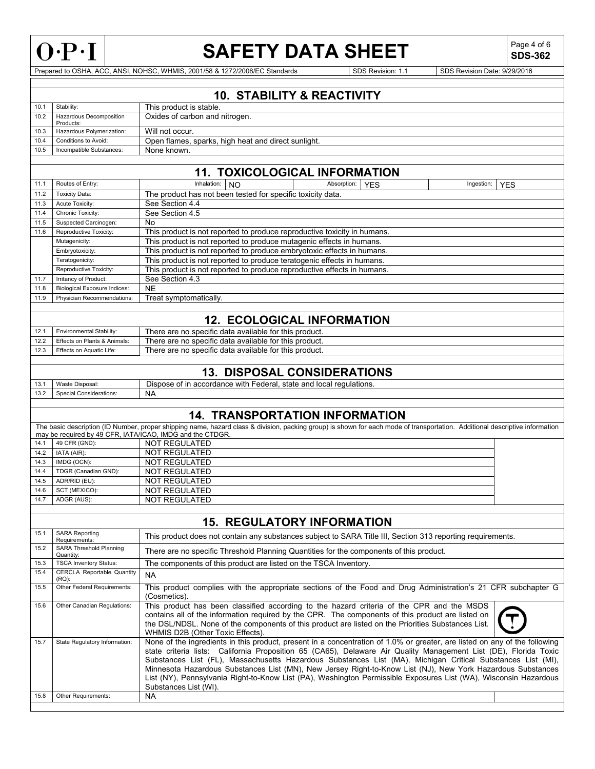## 10. STABILITY & REACTIVITY

| | | |
|---|---|---|
| 10.1 | Stability: | This product is stable. |
| 10.2 | Hazardous Decomposition Products: | Oxides of carbon and nitrogen. |
| 10.3 | Hazardous Polymerization: | Will not occur. |
| 10.4 | Conditions to Avoid: | Open flames, sparks, high heat and direct sunlight. |
| 10.5 | Incompatible Substances: | None known. |

## 11. TOXICOLOGICAL INFORMATION

| | | | | | | | |
|---|---|---|---|---|---|---|---|
| 11.1 | Routes of Entry: | Inhalation: | NO | Absorption: | YES | Ingestion: | YES |
| 11.2 | Toxicity Data: | The product has not been tested for specific toxicity data. | | | | | |
| 11.3 | Acute Toxicity: | See Section 4.4 | | | | | |
| 11.4 | Chronic Toxicity: | See Section 4.5 | | | | | |
| 11.5 | Suspected Carcinogen: | No | | | | | |
| 11.6 | Reproductive Toxicity: | This product is not reported to produce reproductive toxicity in humans. | | | | | |
| | Mutagenicity: | This product is not reported to produce mutagenic effects in humans. | | | | | |
| | Embryotoxicity: | This product is not reported to produce embryotoxic effects in humans. | | | | | |
| | Teratogenicity: | This product is not reported to produce teratogenic effects in humans. | | | | | |
| | Reproductive Toxicity: | This product is not reported to produce reproductive effects in humans. | | | | | |
| 11.7 | Irritancy of Product: | See Section 4.3 | | | | | |
| 11.8 | Biological Exposure Indices: | NE | | | | | |
| 11.9 | Physician Recommendations: | Treat symptomatically. | | | | | |

## 12. ECOLOGICAL INFORMATION

| | | |
|---|---|---|
| 12.1 | Environmental Stability: | There are no specific data available for this product. |
| 12.2 | Effects on Plants & Animals: | There are no specific data available for this product. |
| 12.3 | Effects on Aquatic Life: | There are no specific data available for this product. |

## 13. DISPOSAL CONSIDERATIONS

| | | |
|---|---|---|
| 13.1 | Waste Disposal: | Dispose of in accordance with Federal, state and local regulations. |
| 13.2 | Special Considerations: | NA |

## 14. TRANSPORTATION INFORMATION

The basic description (ID Number, proper shipping name, hazard class & division, packing group) is shown for each mode of transportation. Additional descriptive information may be required by 49 CFR, IATA/ICAO, IMDG and the CTDGR.

| | | |
|---|---|---|
| 14.1 | 49 CFR (GND): | NOT REGULATED |
| 14.2 | IATA (AIR): | NOT REGULATED |
| 14.3 | IMDG (OCN): | NOT REGULATED |
| 14.4 | TDGR (Canadian GND): | NOT REGULATED |
| 14.5 | ADR/RID (EU): | NOT REGULATED |
| 14.6 | SCT (MEXICO): | NOT REGULATED |
| 14.7 | ADGR (AUS): | NOT REGULATED |

## 15. REGULATORY INFORMATION

| | | |
|---|---|---|
| 15.1 | SARA Reporting Requirements: | This product does not contain any substances subject to SARA Title III, Section 313 reporting requirements. |
| 15.2 | SARA Threshold Planning Quantity: | There are no specific Threshold Planning Quantities for the components of this product. |
| 15.3 | TSCA Inventory Status: | The components of this product are listed on the TSCA Inventory. |
| 15.4 | CERCLA Reportable Quantity (RQ): | NA |
| 15.5 | Other Federal Requirements: | This product complies with the appropriate sections of the Food and Drug Administration's 21 CFR subchapter G (Cosmetics). |
| 15.6 | Other Canadian Regulations: | This product has been classified according to the hazard criteria of the CPR and the MSDS contains all of the information required by the CPR. The components of this product are listed on the DSL/NDSL. None of the components of this product are listed on the Priorities Substances List. WHMIS D2B (Other Toxic Effects). |
| 15.7 | State Regulatory Information: | None of the ingredients in this product, present in a concentration of 1.0% or greater, are listed on any of the following state criteria lists: California Proposition 65 (CA65), Delaware Air Quality Management List (DE), Florida Toxic Substances List (FL), Massachusetts Hazardous Substances List (MA), Michigan Critical Substances List (MI), Minnesota Hazardous Substances List (MN), New Jersey Right-to-Know List (NJ), New York Hazardous Substances List (NY), Pennsylvania Right-to-Know List (PA), Washington Permissible Exposures List (WA), Wisconsin Hazardous Substances List (WI). |
| 15.8 | Other Requirements: | NA |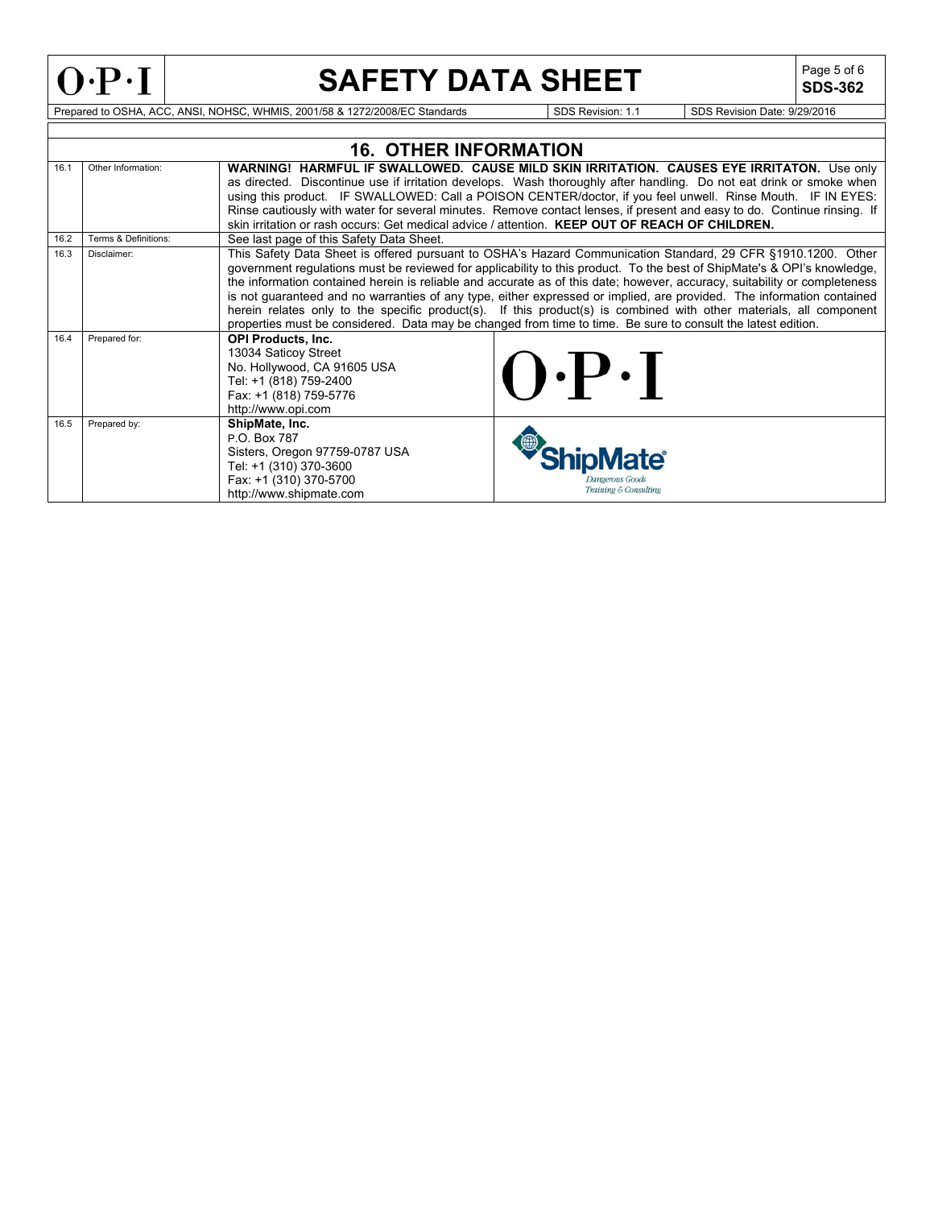## 16. OTHER INFORMATION

| | | |
|---|---|---|
| 16.1 | Other Information: | **WARNING! HARMFUL IF SWALLOWED. CAUSE MILD SKIN IRRITATION. CAUSES EYE IRRITATON.** Use only as directed. Discontinue use if irritation develops. Wash thoroughly after handling. Do not eat drink or smoke when using this product. IF SWALLOWED: Call a POISON CENTER/doctor, if you feel unwell. Rinse Mouth. IF IN EYES: Rinse cautiously with water for several minutes. Remove contact lenses, if present and easy to do. Continue rinsing. If skin irritation or rash occurs: Get medical advice / attention. **KEEP OUT OF REACH OF CHILDREN.** |
| 16.2 | Terms & Definitions: | See last page of this Safety Data Sheet. |
| 16.3 | Disclaimer: | This Safety Data Sheet is offered pursuant to OSHA's Hazard Communication Standard, 29 CFR §1910.1200. Other government regulations must be reviewed for applicability to this product. To the best of ShipMate's & OPI's knowledge, the information contained herein is reliable and accurate as of this date; however, accuracy, suitability or completeness is not guaranteed and no warranties of any type, either expressed or implied, are provided. The information contained herein relates only to the specific product(s). If this product(s) is combined with other materials, all component properties must be considered. Data may be changed from time to time. Be sure to consult the latest edition. |
| 16.4 | Prepared for: | **OPI Products, Inc.**<br>13034 Saticoy Street<br>No. Hollywood, CA 91605 USA<br>Tel: +1 (818) 759-2400<br>Fax: +1 (818) 759-5776<br>http://www.opi.com |
| 16.5 | Prepared by: | **ShipMate, Inc.**<br>P.O. Box 787<br>Sisters, Oregon 97759-0787 USA<br>Tel: +1 (310) 370-3600<br>Fax: +1 (310) 370-5700<br>http://www.shipmate.com |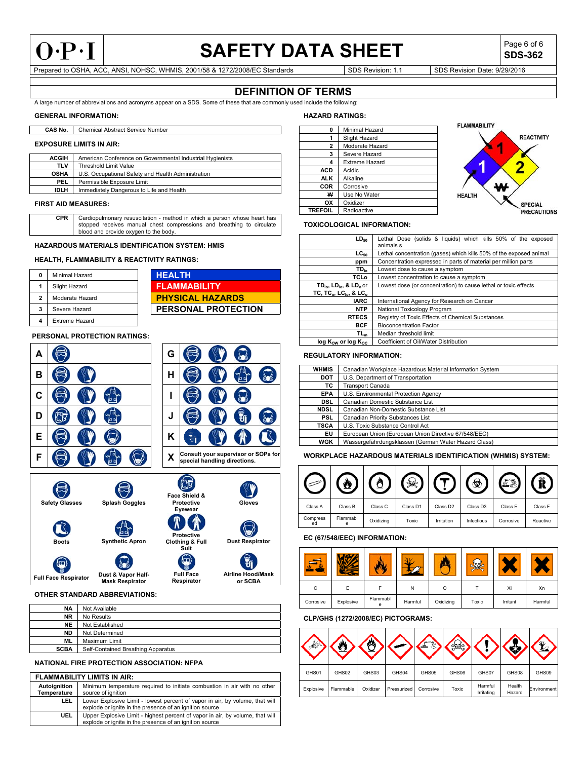# SAFETY DATA SHEET

**SDS-362**

Prepared to OSHA, ACC, ANSI, NOHSC, WHMIS, 2001/58 & 1272/2008/EC Standards | SDS Revision: 1.1 | SDS Revision Date: 9/29/2016

## DEFINITION OF TERMS

A large number of abbreviations and acronyms appear on a SDS. Some of these that are commonly used include the following:

### GENERAL INFORMATION:

| | |
|---|---|
| **CAS No.** | Chemical Abstract Service Number |

### EXPOSURE LIMITS IN AIR:

| | |
|---|---|
| **ACGIH** | American Conference on Governmental Industrial Hygienists |
| **TLV** | Threshold Limit Value |
| **OSHA** | U.S. Occupational Safety and Health Administration |
| **PEL** | Permissible Exposure Limit |
| **IDLH** | Immediately Dangerous to Life and Health |

### FIRST AID MEASURES:

| | |
|---|---|
| **CPR** | Cardiopulmonary resuscitation - method in which a person whose heart has stopped receives manual chest compressions and breathing to circulate blood and provide oxygen to the body. |

### HAZARDOUS MATERIALS IDENTIFICATION SYSTEM: HMIS

### HEALTH, FLAMMABILITY & REACTIVITY RATINGS:

| | |
|---|---|
| **0** | Minimal Hazard |
| **1** | Slight Hazard |
| **2** | Moderate Hazard |
| **3** | Severe Hazard |
| **4** | Extreme Hazard |

HEALTH
FLAMMABILITY
PHYSICAL HAZARDS
PERSONAL PROTECTION

### PERSONAL PROTECTION RATINGS:

A
B
C
D
E
F
G
H
I
J
K
X Consult your supervisor or SOPs for special handling directions.

Safety Glasses
Splash Goggles
Face Shield & Protective Eyewear
Gloves
Boots
Synthetic Apron
Protective Clothing & Full Suit
Dust Respirator
Full Face Respirator
Dust & Vapor Half-Mask Respirator
Full Face Respirator
Airline Hood/Mask or SCBA

### OTHER STANDARD ABBREVIATIONS:

| | |
|---|---|
| **NA** | Not Available |
| **NR** | No Results |
| **NE** | Not Established |
| **ND** | Not Determined |
| **ML** | Maximum Limit |
| **SCBA** | Self-Contained Breathing Apparatus |

### NATIONAL FIRE PROTECTION ASSOCIATION: NFPA

| FLAMMABILITY LIMITS IN AIR: | |
|---|---|
| **Autoignition Temperature** | Minimum temperature required to initiate combustion in air with no other source of ignition |
| **LEL** | Lower Explosive Limit - lowest percent of vapor in air, by volume, that will explode or ignite in the presence of an ignition source |
| **UEL** | Upper Explosive Limit - highest percent of vapor in air, by volume, that will explode or ignite in the presence of an ignition source |

### HAZARD RATINGS:

| | |
|---|---|
| **0** | Minimal Hazard |
| **1** | Slight Hazard |
| **2** | Moderate Hazard |
| **3** | Severe Hazard |
| **4** | Extreme Hazard |
| **ACD** | Acidic |
| **ALK** | Alkaline |
| **COR** | Corrosive |
| **W** | Use No Water |
| **OX** | Oxidizer |
| **TREFOIL** | Radioactive |

FLAMMABILITY
REACTIVITY
HEALTH
SPECIAL PRECAUTIONS

### TOXICOLOGICAL INFORMATION:

| | |
|---|---|
| **$LD_{50}$** | Lethal Dose (solids & liquids) which kills 50% of the exposed animals s |
| **$LC_{50}$** | Lethal concentration (gases) which kills 50% of the exposed animal |
| **ppm** | Concentration expressed in parts of material per million parts |
| **$TD_{lo}$** | Lowest dose to cause a symptom |
| **TCLo** | Lowest concentration to cause a symptom |
| **$TD_{lo}$, $LD_{lo}$, & $LD_o$ or TC, $TC_o$, $LC_{lo}$, & $LC_o$** | Lowest dose (or concentration) to cause lethal or toxic effects |
| **IARC** | International Agency for Research on Cancer |
| **NTP** | National Toxicology Program |
| **RTECS** | Registry of Toxic Effects of Chemical Substances |
| **BCF** | Bioconcentration Factor |
| **$TL_m$** | Median threshold limit |
| **log $K_{OW}$ or log $K_{OC}$** | Coefficient of Oil/Water Distribution |

### REGULATORY INFORMATION:

| | |
|---|---|
| **WHMIS** | Canadian Workplace Hazardous Material Information System |
| **DOT** | U.S. Department of Transportation |
| **TC** | Transport Canada |
| **EPA** | U.S. Environmental Protection Agency |
| **DSL** | Canadian Domestic Substance List |
| **NDSL** | Canadian Non-Domestic Substance List |
| **PSL** | Canadian Priority Substances List |
| **TSCA** | U.S. Toxic Substance Control Act |
| **EU** | European Union (European Union Directive 67/548/EEC) |
| **WGK** | Wassergefährdungsklassen (German Water Hazard Class) |

### WORKPLACE HAZARDOUS MATERIALS IDENTIFICATION (WHMIS) SYSTEM:

| | | | | | | | |
|---|---|---|---|---|---|---|---|
| Class A | Class B | Class C | Class D1 | Class D2 | Class D3 | Class E | Class F |
| Compressed | Flammable | Oxidizing | Toxic | Irritation | Infectious | Corrosive | Reactive |

### EC (67/548/EEC) INFORMATION:

| | | | | | | | |
|---|---|---|---|---|---|---|---|
| C | E | F | N | O | T | Xi | Xn |
| Corrosive | Explosive | Flammable | Harmful | Oxidizing | Toxic | Irritant | Harmful |

### CLP/GHS (1272/2008/EC) PICTOGRAMS:

| | | | | | | | | |
|---|---|---|---|---|---|---|---|---|
| GHS01 | GHS02 | GHS03 | GHS04 | GHS05 | GHS06 | GHS07 | GHS08 | GHS09 |
| Explosive | Flammable | Oxidizer | Pressurized | Corrosive | Toxic | Harmful Irritating | Health Hazard | Environment |